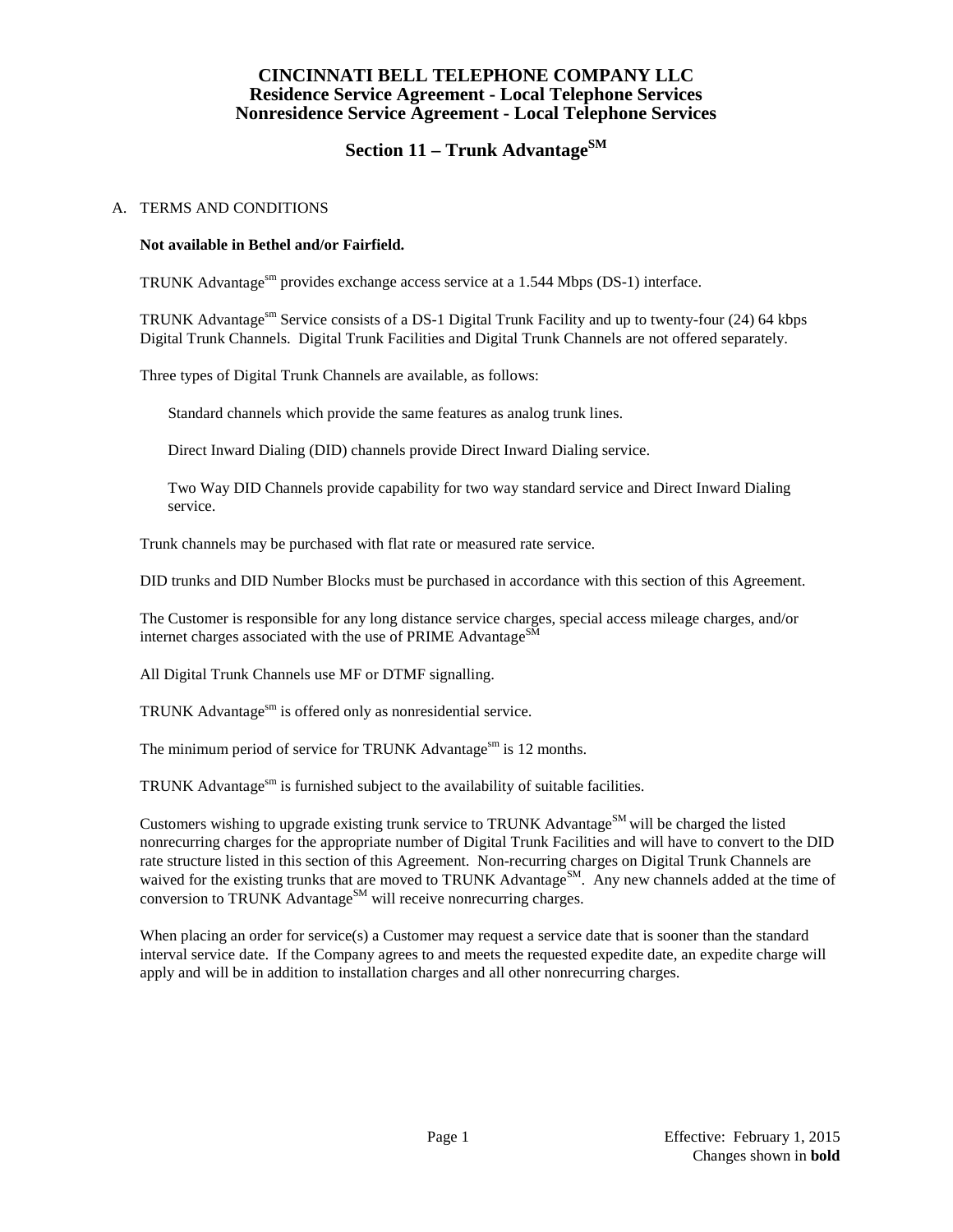# CINCINNATI BELL TELEPHONE COMPANY LLC
## Residence Service Agreement - Local Telephone Services
## Nonresidence Service Agreement - Local Telephone Services

## Section 11 – Trunk Advantage[SM]

A. TERMS AND CONDITIONS

**Not available in Bethel and/or Fairfield.**

TRUNK Advantage[sm] provides exchange access service at a 1.544 Mbps (DS-1) interface.

TRUNK Advantage[sm] Service consists of a DS-1 Digital Trunk Facility and up to twenty-four (24) 64 kbps Digital Trunk Channels. Digital Trunk Facilities and Digital Trunk Channels are not offered separately.

Three types of Digital Trunk Channels are available, as follows:

Standard channels which provide the same features as analog trunk lines.

Direct Inward Dialing (DID) channels provide Direct Inward Dialing service.

Two Way DID Channels provide capability for two way standard service and Direct Inward Dialing service.

Trunk channels may be purchased with flat rate or measured rate service.

DID trunks and DID Number Blocks must be purchased in accordance with this section of this Agreement.

The Customer is responsible for any long distance service charges, special access mileage charges, and/or internet charges associated with the use of PRIME Advantage[SM]

All Digital Trunk Channels use MF or DTMF signalling.

TRUNK Advantage[sm] is offered only as nonresidential service.

The minimum period of service for TRUNK Advantage[sm] is 12 months.

TRUNK Advantage[sm] is furnished subject to the availability of suitable facilities.

Customers wishing to upgrade existing trunk service to TRUNK Advantage[SM] will be charged the listed nonrecurring charges for the appropriate number of Digital Trunk Facilities and will have to convert to the DID rate structure listed in this section of this Agreement. Non-recurring charges on Digital Trunk Channels are waived for the existing trunks that are moved to TRUNK Advantage[SM]. Any new channels added at the time of conversion to TRUNK Advantage[SM] will receive nonrecurring charges.

When placing an order for service(s) a Customer may request a service date that is sooner than the standard interval service date. If the Company agrees to and meets the requested expedite date, an expedite charge will apply and will be in addition to installation charges and all other nonrecurring charges.

Effective: February 1, 2015
Changes shown in **bold**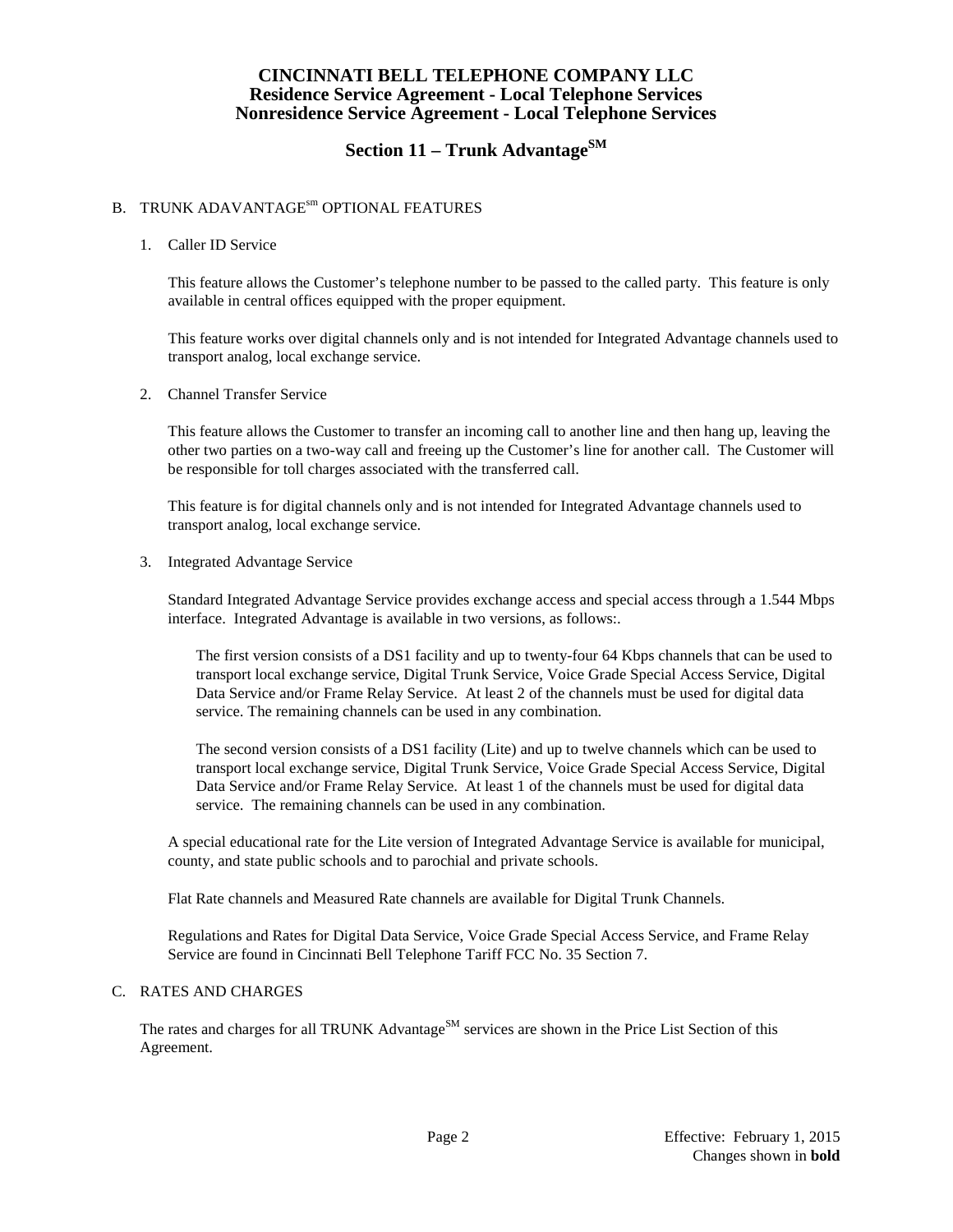# CINCINNATI BELL TELEPHONE COMPANY LLC
## Residence Service Agreement - Local Telephone Services
## Nonresidence Service Agreement - Local Telephone Services

## Section 11 – Trunk Advantage$^{SM}$

B. TRUNK ADAVANTAGE$^{sm}$ OPTIONAL FEATURES

1. Caller ID Service

   This feature allows the Customer's telephone number to be passed to the called party. This feature is only available in central offices equipped with the proper equipment.

   This feature works over digital channels only and is not intended for Integrated Advantage channels used to transport analog, local exchange service.

2. Channel Transfer Service

   This feature allows the Customer to transfer an incoming call to another line and then hang up, leaving the other two parties on a two-way call and freeing up the Customer's line for another call. The Customer will be responsible for toll charges associated with the transferred call.

   This feature is for digital channels only and is not intended for Integrated Advantage channels used to transport analog, local exchange service.

3. Integrated Advantage Service

   Standard Integrated Advantage Service provides exchange access and special access through a 1.544 Mbps interface. Integrated Advantage is available in two versions, as follows:.

   The first version consists of a DS1 facility and up to twenty-four 64 Kbps channels that can be used to transport local exchange service, Digital Trunk Service, Voice Grade Special Access Service, Digital Data Service and/or Frame Relay Service. At least 2 of the channels must be used for digital data service. The remaining channels can be used in any combination.

   The second version consists of a DS1 facility (Lite) and up to twelve channels which can be used to transport local exchange service, Digital Trunk Service, Voice Grade Special Access Service, Digital Data Service and/or Frame Relay Service. At least 1 of the channels must be used for digital data service. The remaining channels can be used in any combination.

   A special educational rate for the Lite version of Integrated Advantage Service is available for municipal, county, and state public schools and to parochial and private schools.

   Flat Rate channels and Measured Rate channels are available for Digital Trunk Channels.

   Regulations and Rates for Digital Data Service, Voice Grade Special Access Service, and Frame Relay Service are found in Cincinnati Bell Telephone Tariff FCC No. 35 Section 7.

C. RATES AND CHARGES

The rates and charges for all TRUNK Advantage$^{SM}$ services are shown in the Price List Section of this Agreement.

Effective: February 1, 2015
Changes shown in **bold**